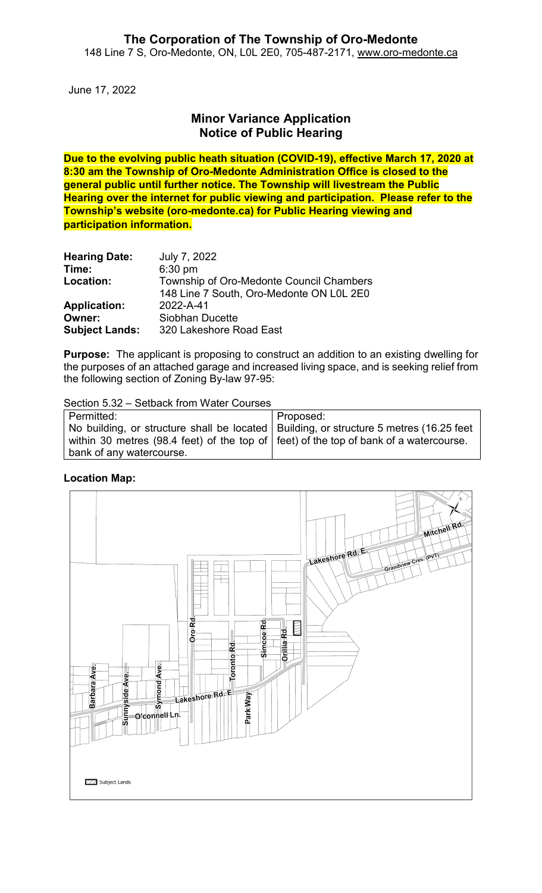# The Corporation of The Township of Oro-Medonte

148 Line 7 S, Oro-Medonte, ON, L0L 2E0, 705-487-2171, www.oro-medonte.ca

June 17, 2022

## Minor Variance Application
## Notice of Public Hearing

**Due to the evolving public heath situation (COVID-19), effective March 17, 2020 at 8:30 am the Township of Oro-Medonte Administration Office is closed to the general public until further notice. The Township will livestream the Public Hearing over the internet for public viewing and participation. Please refer to the Township's website (oro-medonte.ca) for Public Hearing viewing and participation information.**

| | |
|---|---|
| **Hearing Date:** | July 7, 2022 |
| **Time:** | 6:30 pm |
| **Location:** | Township of Oro-Medonte Council Chambers<br>148 Line 7 South, Oro-Medonte ON L0L 2E0 |
| **Application:** | 2022-A-41 |
| **Owner:** | Siobhan Ducette |
| **Subject Lands:** | 320 Lakeshore Road East |

**Purpose:** The applicant is proposing to construct an addition to an existing dwelling for the purposes of an attached garage and increased living space, and is seeking relief from the following section of Zoning By-law 97-95:

Section 5.32 – Setback from Water Courses

| Permitted: | Proposed: |
|---|---|
| No building, or structure shall be located within 30 metres (98.4 feet) of the top of bank of any watercourse. | Building, or structure 5 metres (16.25 feet) of the top of bank of a watercourse. |

**Location Map:**

Mitchell Rd. Lakeshore Rd. E. Grandview Cres. (PVT) Oro Rd. Simcoe Rd. Orillia Rd. Toronto Rd. Barbara Ave. Sunnyside Ave. Symond Ave. Lakeshore Rd. E. Park Way O'connell Ln.

Subject Lands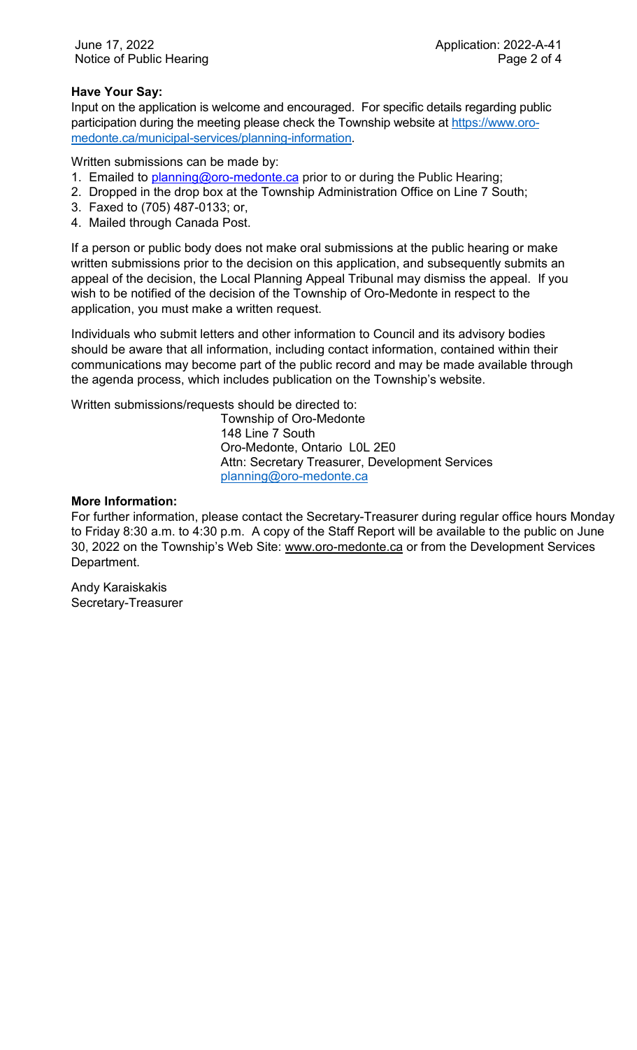**Have Your Say:**

Input on the application is welcome and encouraged. For specific details regarding public participation during the meeting please check the Township website at https://www.oro-medonte.ca/municipal-services/planning-information.

Written submissions can be made by:

1. Emailed to planning@oro-medonte.ca prior to or during the Public Hearing;
2. Dropped in the drop box at the Township Administration Office on Line 7 South;
3. Faxed to (705) 487-0133; or,
4. Mailed through Canada Post.

If a person or public body does not make oral submissions at the public hearing or make written submissions prior to the decision on this application, and subsequently submits an appeal of the decision, the Local Planning Appeal Tribunal may dismiss the appeal. If you wish to be notified of the decision of the Township of Oro-Medonte in respect to the application, you must make a written request.

Individuals who submit letters and other information to Council and its advisory bodies should be aware that all information, including contact information, contained within their communications may become part of the public record and may be made available through the agenda process, which includes publication on the Township's website.

Written submissions/requests should be directed to:

Township of Oro-Medonte
148 Line 7 South
Oro-Medonte, Ontario L0L 2E0
Attn: Secretary Treasurer, Development Services
planning@oro-medonte.ca

**More Information:**

For further information, please contact the Secretary-Treasurer during regular office hours Monday to Friday 8:30 a.m. to 4:30 p.m. A copy of the Staff Report will be available to the public on June 30, 2022 on the Township's Web Site: www.oro-medonte.ca or from the Development Services Department.

Andy Karaiskakis
Secretary-Treasurer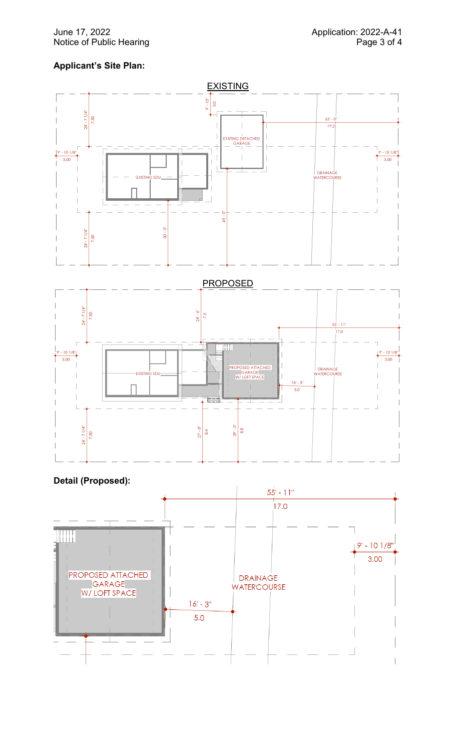**Applicant's Site Plan:**

EXISTING

24' - 7 1/4" 7.50

9' - 10" 3.0

63' - 0" 19.2

9' - 10 1/8" 3.00

EXISTING DETACHED GARAGE

EXISTING SDU

DRAINAGE WATERCOURSE

9' - 10 1/8" 3.00

45' - 0"

24' - 7 1/4" 7.50

30' - 0"

PROPOSED

24' - 7 1/4" 7.50

24' - 6" 7.5

55' - 11" 17.0

9' - 10 1/8" 3.00

PROPOSED ATTACHED GARAGE W/ LOFT SPACE

EXISTING SDU

DRAINAGE WATERCOURSE

9' - 10 1/8" 3.00

16' - 3" 5.0

24' - 7 1/4" 7.50

27' - 8" 8.4

29' - 0" 8.8

**Detail (Proposed):**

55' - 11" 17.0

9' - 10 1/8" 3.00

PROPOSED ATTACHED GARAGE W/ LOFT SPACE

DRAINAGE WATERCOURSE

16' - 3" 5.0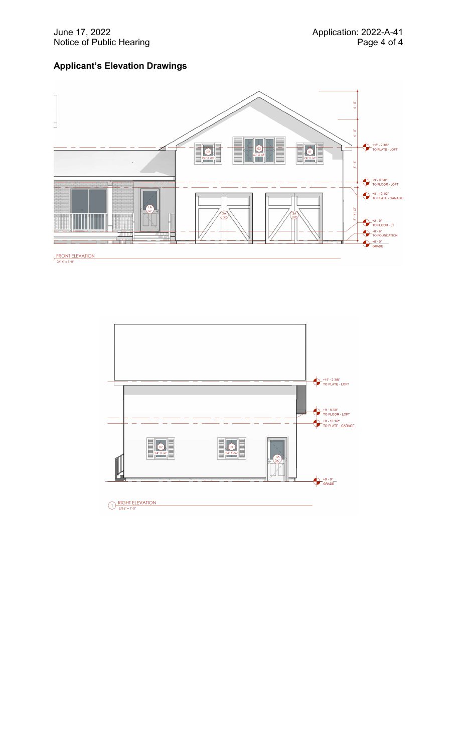## Applicant's Elevation Drawings

4' - 5"

4' - 5"

+15' - 2 3/8"
TO PLATE - LOFT

5' - 6"

+9' - 8 3/8"
TO FLOOR - LOFT

+8' - 10 1/2"
TO PLATE - GARAGE

8' - 4 1/2"

+2' - 0"
TO FLOOR - L1

+0' - 6"
TO FOUNDATION

+0' - 0"
GRADE

02
24" X 36"

03
60" X 45"

01
24" X 36"

1A
36"

3A
108"

3A
108"

FRONT ELEVATION
3/16" = 1'-0"

+15' - 2 3/8"
TO PLATE - LOFT

+9' - 8 3/8"
TO FLOOR - LOFT

+8' - 10 1/2"
TO PLATE - GARAGE

+0' - 0"
GRADE

02
24" X 36"

01
24" X 36"

1A
36"

1 RIGHT ELEVATION
3/16" = 1'-0"